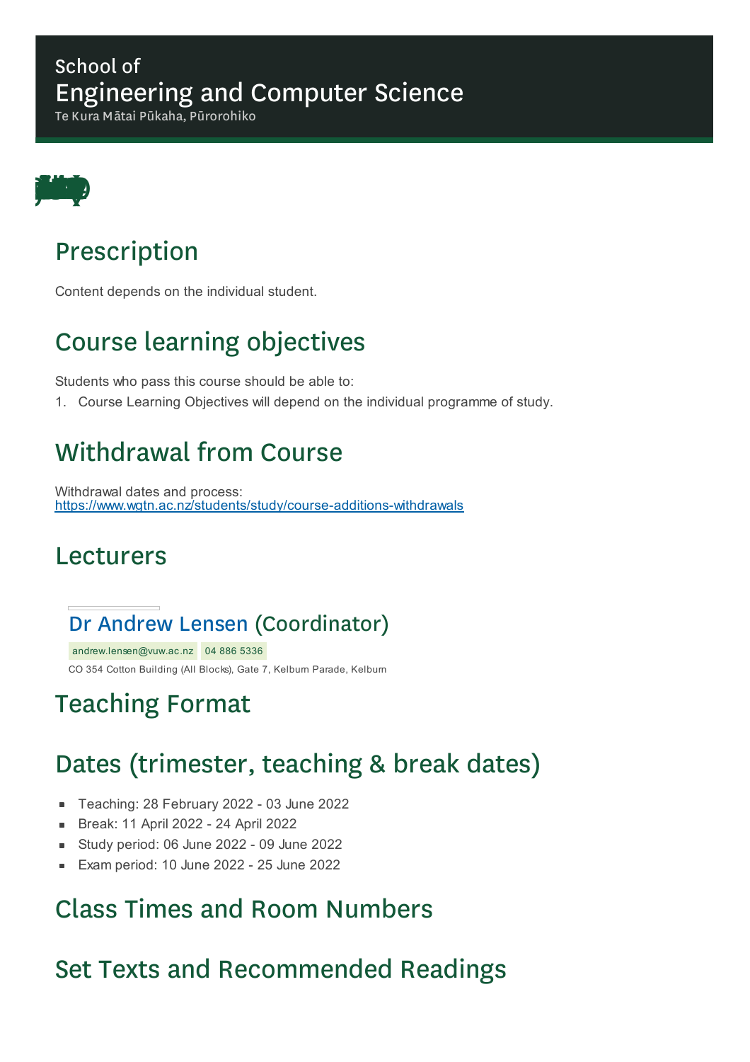School of
# Engineering and Computer Science
Te Kura Mātai Pūkaha, Pūrorohiko

## Prescription

Content depends on the individual student.

## Course learning objectives

Students who pass this course should be able to:

1. Course Learning Objectives will depend on the individual programme of study.

## Withdrawal from Course

Withdrawal dates and process:
https://www.wgtn.ac.nz/students/study/course-additions-withdrawals

## Lecturers

### Dr Andrew Lensen (Coordinator)

andrew.lensen@vuw.ac.nz 04 886 5336

CO 354 Cotton Building (All Blocks), Gate 7, Kelburn Parade, Kelburn

## Teaching Format

## Dates (trimester, teaching & break dates)

- Teaching: 28 February 2022 - 03 June 2022
- Break: 11 April 2022 - 24 April 2022
- Study period: 06 June 2022 - 09 June 2022
- Exam period: 10 June 2022 - 25 June 2022

## Class Times and Room Numbers

## Set Texts and Recommended Readings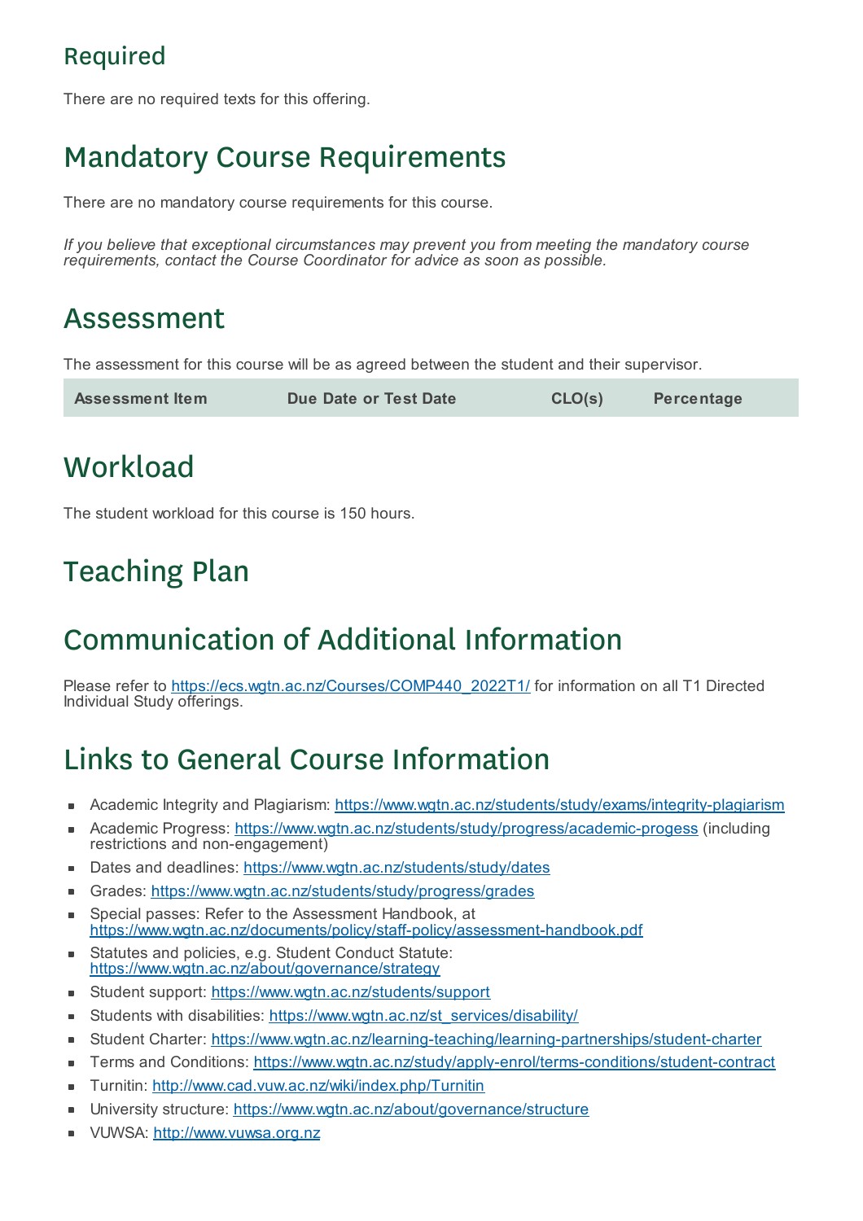## Required

There are no required texts for this offering.

# Mandatory Course Requirements

There are no mandatory course requirements for this course.

*If you believe that exceptional circumstances may prevent you from meeting the mandatory course requirements, contact the Course Coordinator for advice as soon as possible.*

# Assessment

The assessment for this course will be as agreed between the student and their supervisor.

| Assessment Item | Due Date or Test Date | CLO(s) | Percentage |
|---|---|---|---|

# Workload

The student workload for this course is 150 hours.

# Teaching Plan

# Communication of Additional Information

Please refer to https://ecs.wgtn.ac.nz/Courses/COMP440_2022T1/ for information on all T1 Directed Individual Study offerings.

# Links to General Course Information

- Academic Integrity and Plagiarism: https://www.wgtn.ac.nz/students/study/exams/integrity-plagiarism
- Academic Progress: https://www.wgtn.ac.nz/students/study/progress/academic-progess (including restrictions and non-engagement)
- Dates and deadlines: https://www.wgtn.ac.nz/students/study/dates
- Grades: https://www.wgtn.ac.nz/students/study/progress/grades
- Special passes: Refer to the Assessment Handbook, at https://www.wgtn.ac.nz/documents/policy/staff-policy/assessment-handbook.pdf
- Statutes and policies, e.g. Student Conduct Statute: https://www.wgtn.ac.nz/about/governance/strategy
- Student support: https://www.wgtn.ac.nz/students/support
- Students with disabilities: https://www.wgtn.ac.nz/st_services/disability/
- Student Charter: https://www.wgtn.ac.nz/learning-teaching/learning-partnerships/student-charter
- Terms and Conditions: https://www.wgtn.ac.nz/study/apply-enrol/terms-conditions/student-contract
- Turnitin: http://www.cad.vuw.ac.nz/wiki/index.php/Turnitin
- University structure: https://www.wgtn.ac.nz/about/governance/structure
- VUWSA: http://www.vuwsa.org.nz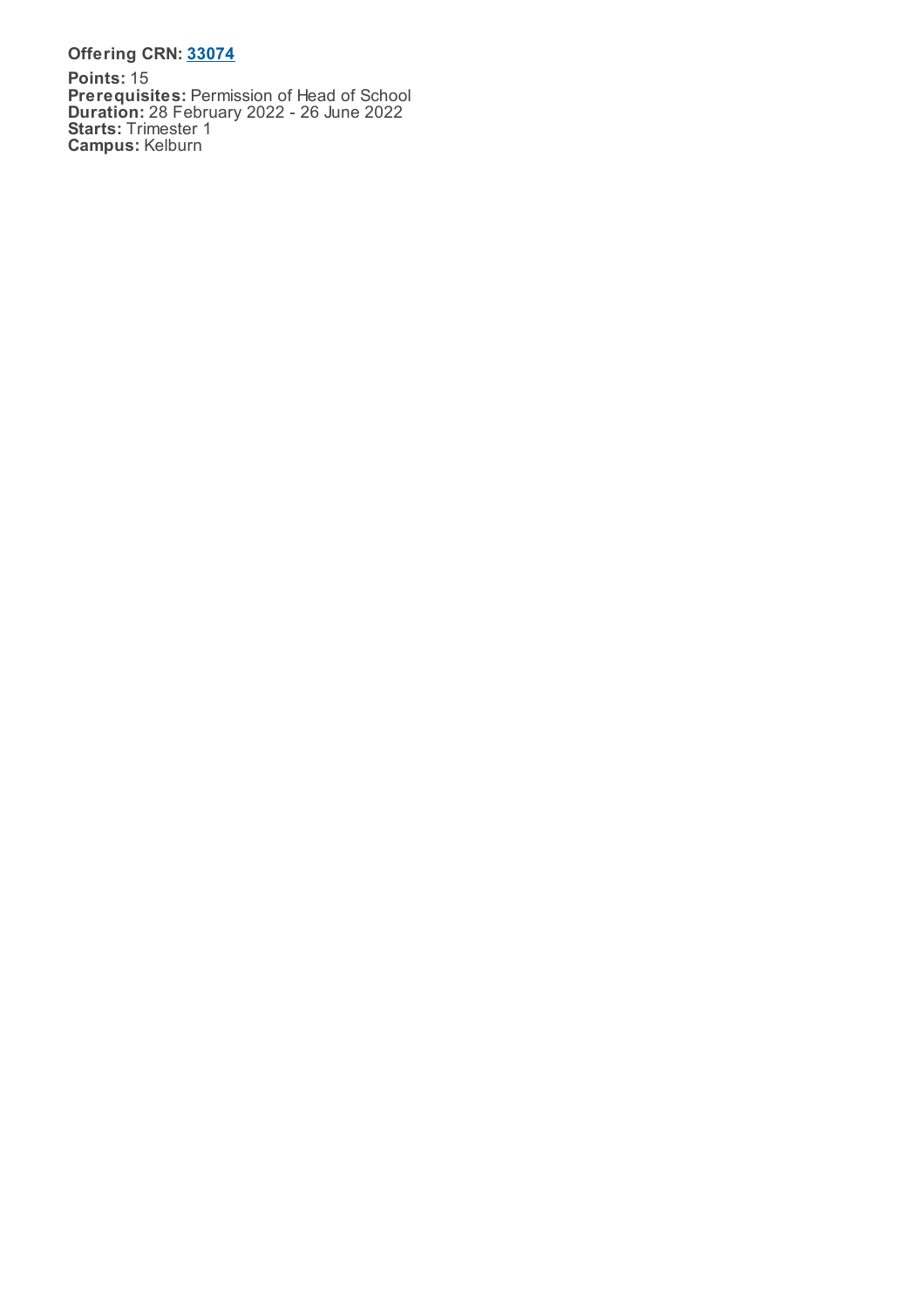**Offering CRN: [33074]**

**Points:** 15
**Prerequisites:** Permission of Head of School
**Duration:** 28 February 2022 - 26 June 2022
**Starts:** Trimester 1
**Campus:** Kelburn